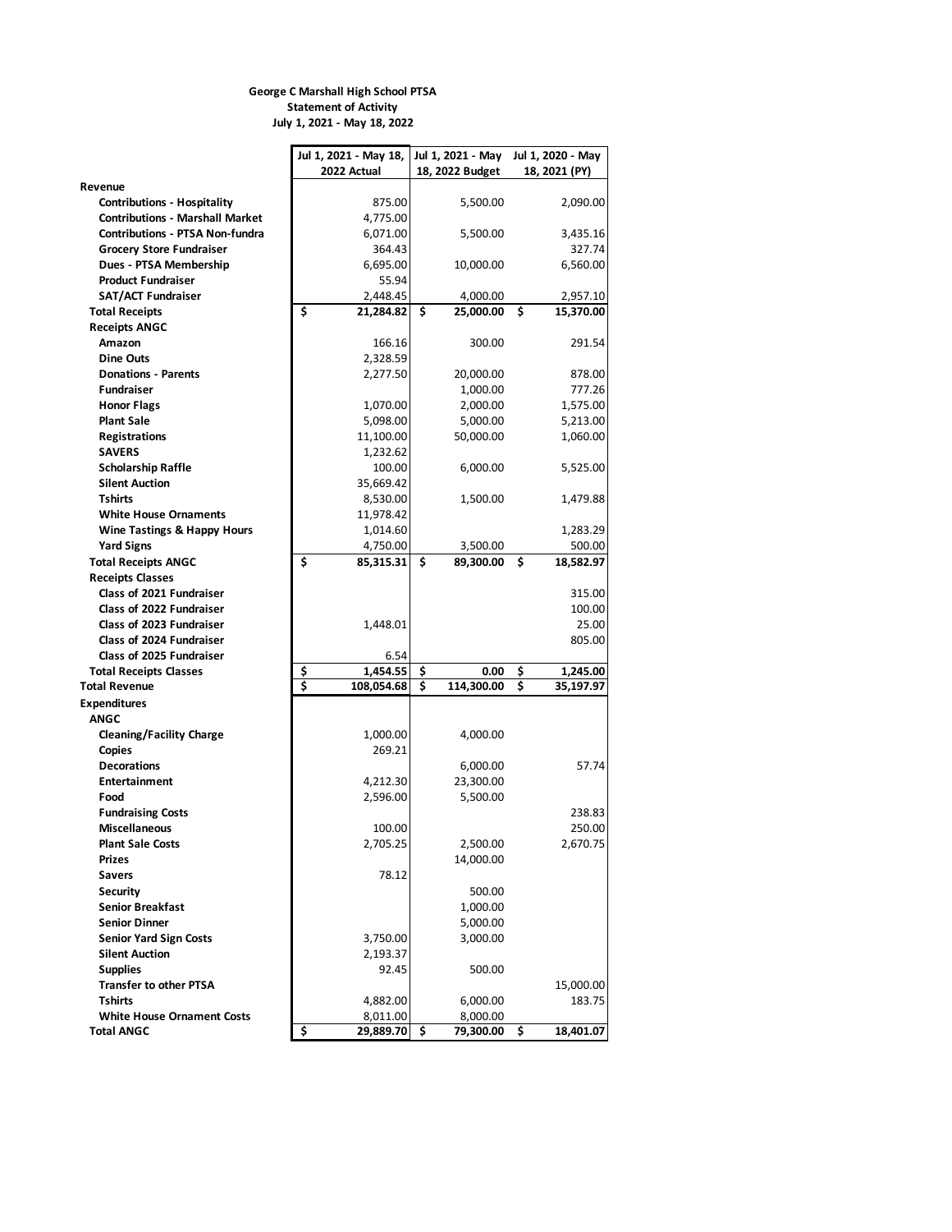**George C Marshall High School PTSA**
**Statement of Activity**
**July 1, 2021 - May 18, 2022**

| | Jul 1, 2021 - May 18, 2022 Actual | Jul 1, 2021 - May 18, 2022 Budget | Jul 1, 2020 - May 18, 2021 (PY) |
|---|---|---|---|
| **Revenue** | | | |
| **Contributions - Hospitality** | 875.00 | 5,500.00 | 2,090.00 |
| **Contributions - Marshall Market** | 4,775.00 | | |
| **Contributions - PTSA Non-fundra** | 6,071.00 | 5,500.00 | 3,435.16 |
| **Grocery Store Fundraiser** | 364.43 | | 327.74 |
| **Dues - PTSA Membership** | 6,695.00 | 10,000.00 | 6,560.00 |
| **Product Fundraiser** | 55.94 | | |
| **SAT/ACT Fundraiser** | 2,448.45 | 4,000.00 | 2,957.10 |
| **Total Receipts** | **$ 21,284.82** | **$ 25,000.00** | **$ 15,370.00** |
| **Receipts ANGC** | | | |
| **Amazon** | 166.16 | 300.00 | 291.54 |
| **Dine Outs** | 2,328.59 | | |
| **Donations - Parents** | 2,277.50 | 20,000.00 | 878.00 |
| **Fundraiser** | | 1,000.00 | 777.26 |
| **Honor Flags** | 1,070.00 | 2,000.00 | 1,575.00 |
| **Plant Sale** | 5,098.00 | 5,000.00 | 5,213.00 |
| **Registrations** | 11,100.00 | 50,000.00 | 1,060.00 |
| **SAVERS** | 1,232.62 | | |
| **Scholarship Raffle** | 100.00 | 6,000.00 | 5,525.00 |
| **Silent Auction** | 35,669.42 | | |
| **Tshirts** | 8,530.00 | 1,500.00 | 1,479.88 |
| **White House Ornaments** | 11,978.42 | | |
| **Wine Tastings & Happy Hours** | 1,014.60 | | 1,283.29 |
| **Yard Signs** | 4,750.00 | 3,500.00 | 500.00 |
| **Total Receipts ANGC** | **$ 85,315.31** | **$ 89,300.00** | **$ 18,582.97** |
| **Receipts Classes** | | | |
| **Class of 2021 Fundraiser** | | | 315.00 |
| **Class of 2022 Fundraiser** | | | 100.00 |
| **Class of 2023 Fundraiser** | 1,448.01 | | 25.00 |
| **Class of 2024 Fundraiser** | | | 805.00 |
| **Class of 2025 Fundraiser** | 6.54 | | |
| **Total Receipts Classes** | **$ 1,454.55** | **$ 0.00** | **$ 1,245.00** |
| **Total Revenue** | **$ 108,054.68** | **$ 114,300.00** | **$ 35,197.97** |
| **Expenditures** | | | |
| **ANGC** | | | |
| **Cleaning/Facility Charge** | 1,000.00 | 4,000.00 | |
| **Copies** | 269.21 | | |
| **Decorations** | | 6,000.00 | 57.74 |
| **Entertainment** | 4,212.30 | 23,300.00 | |
| **Food** | 2,596.00 | 5,500.00 | |
| **Fundraising Costs** | | | 238.83 |
| **Miscellaneous** | 100.00 | | 250.00 |
| **Plant Sale Costs** | 2,705.25 | 2,500.00 | 2,670.75 |
| **Prizes** | | 14,000.00 | |
| **Savers** | 78.12 | | |
| **Security** | | 500.00 | |
| **Senior Breakfast** | | 1,000.00 | |
| **Senior Dinner** | | 5,000.00 | |
| **Senior Yard Sign Costs** | 3,750.00 | 3,000.00 | |
| **Silent Auction** | 2,193.37 | | |
| **Supplies** | 92.45 | 500.00 | |
| **Transfer to other PTSA** | | | 15,000.00 |
| **Tshirts** | 4,882.00 | 6,000.00 | 183.75 |
| **White House Ornament Costs** | 8,011.00 | 8,000.00 | |
| **Total ANGC** | **$ 29,889.70** | **$ 79,300.00** | **$ 18,401.07** |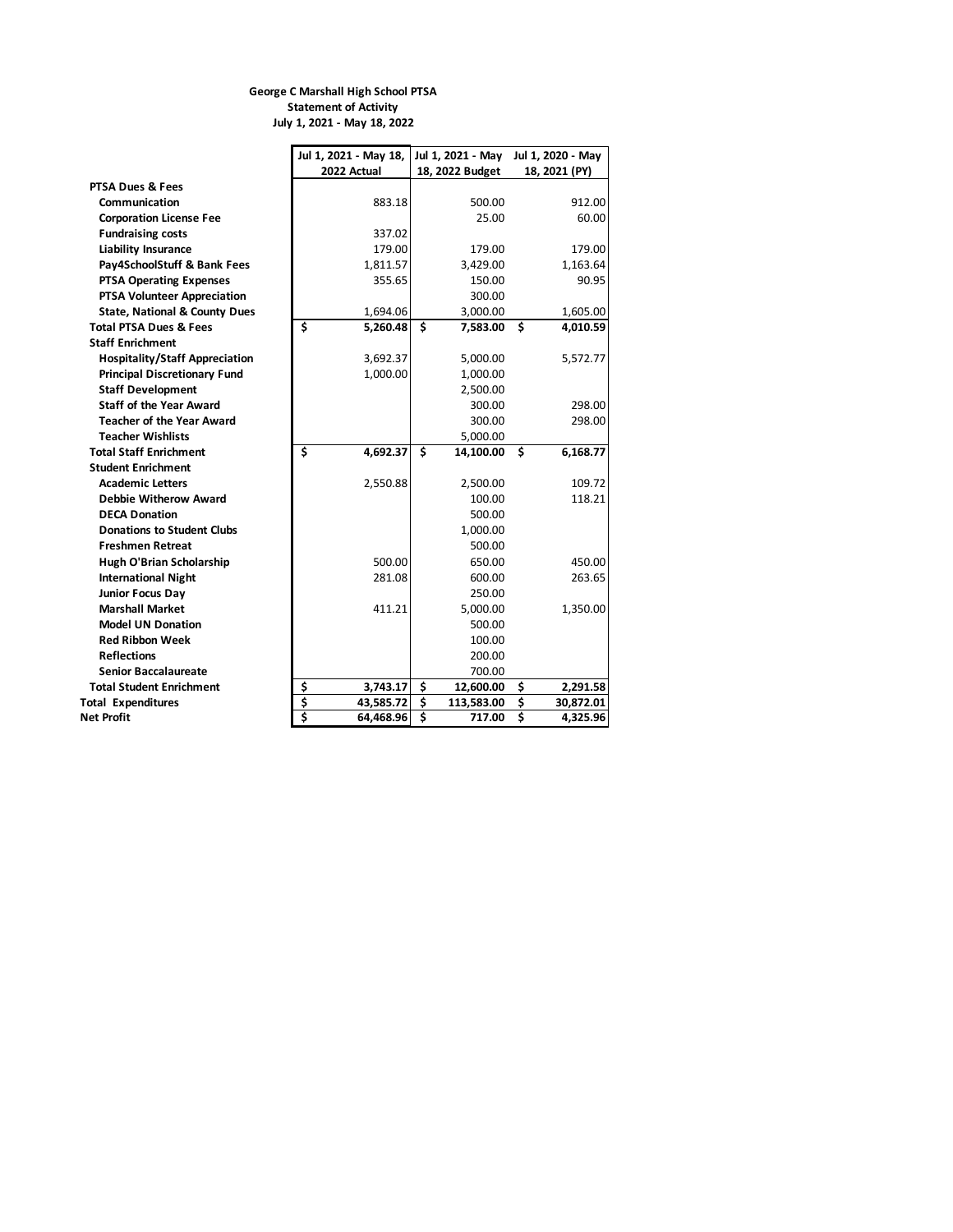**George C Marshall High School PTSA**
**Statement of Activity**
**July 1, 2021 - May 18, 2022**

| | Jul 1, 2021 - May 18, 2022 Actual | Jul 1, 2021 - May 18, 2022 Budget | Jul 1, 2020 - May 18, 2021 (PY) |
|---|---|---|---|
| **PTSA Dues & Fees** | | | |
| **Communication** | 883.18 | 500.00 | 912.00 |
| **Corporation License Fee** | | 25.00 | 60.00 |
| **Fundraising costs** | 337.02 | | |
| **Liability Insurance** | 179.00 | 179.00 | 179.00 |
| **Pay4SchoolStuff & Bank Fees** | 1,811.57 | 3,429.00 | 1,163.64 |
| **PTSA Operating Expenses** | 355.65 | 150.00 | 90.95 |
| **PTSA Volunteer Appreciation** | | 300.00 | |
| **State, National & County Dues** | 1,694.06 | 3,000.00 | 1,605.00 |
| **Total PTSA Dues & Fees** | **$ 5,260.48** | **$ 7,583.00** | **$ 4,010.59** |
| **Staff Enrichment** | | | |
| **Hospitality/Staff Appreciation** | 3,692.37 | 5,000.00 | 5,572.77 |
| **Principal Discretionary Fund** | 1,000.00 | 1,000.00 | |
| **Staff Development** | | 2,500.00 | |
| **Staff of the Year Award** | | 300.00 | 298.00 |
| **Teacher of the Year Award** | | 300.00 | 298.00 |
| **Teacher Wishlists** | | 5,000.00 | |
| **Total Staff Enrichment** | **$ 4,692.37** | **$ 14,100.00** | **$ 6,168.77** |
| **Student Enrichment** | | | |
| **Academic Letters** | 2,550.88 | 2,500.00 | 109.72 |
| **Debbie Witherow Award** | | 100.00 | 118.21 |
| **DECA Donation** | | 500.00 | |
| **Donations to Student Clubs** | | 1,000.00 | |
| **Freshmen Retreat** | | 500.00 | |
| **Hugh O'Brian Scholarship** | 500.00 | 650.00 | 450.00 |
| **International Night** | 281.08 | 600.00 | 263.65 |
| **Junior Focus Day** | | 250.00 | |
| **Marshall Market** | 411.21 | 5,000.00 | 1,350.00 |
| **Model UN Donation** | | 500.00 | |
| **Red Ribbon Week** | | 100.00 | |
| **Reflections** | | 200.00 | |
| **Senior Baccalaureate** | | 700.00 | |
| **Total Student Enrichment** | **$ 3,743.17** | **$ 12,600.00** | **$ 2,291.58** |
| **Total Expenditures** | **$ 43,585.72** | **$ 113,583.00** | **$ 30,872.01** |
| **Net Profit** | **$ 64,468.96** | **$ 717.00** | **$ 4,325.96** |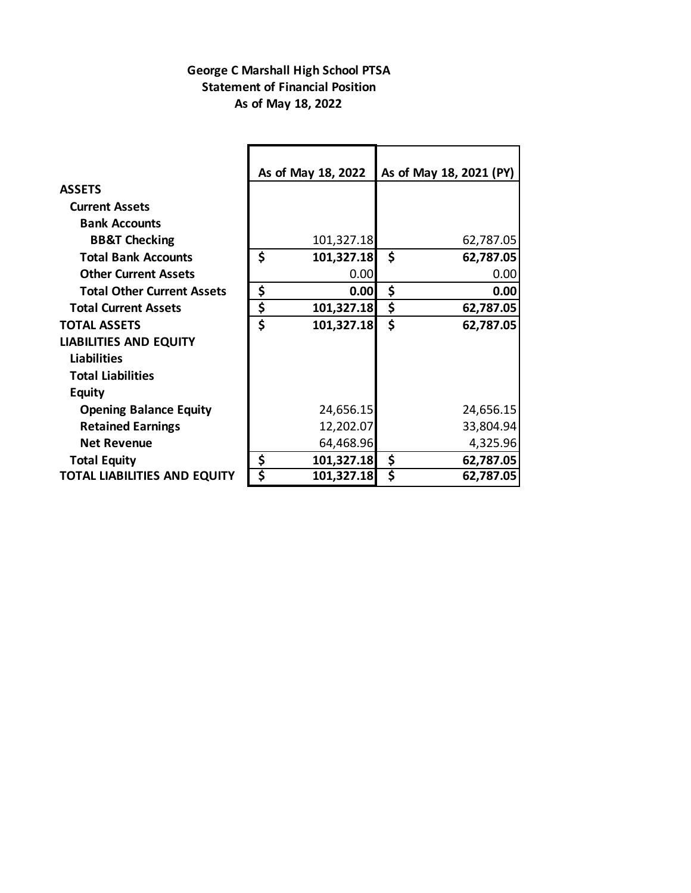**George C Marshall High School PTSA**
**Statement of Financial Position**
**As of May 18, 2022**

| | As of May 18, 2022 | As of May 18, 2021 (PY) |
|---|---|---|
| **ASSETS** | | |
| **Current Assets** | | |
| **Bank Accounts** | | |
| **BB&T Checking** | 101,327.18 | 62,787.05 |
| **Total Bank Accounts** | **$ 101,327.18** | **$ 62,787.05** |
| **Other Current Assets** | 0.00 | 0.00 |
| **Total Other Current Assets** | **$ 0.00** | **$ 0.00** |
| **Total Current Assets** | **$ 101,327.18** | **$ 62,787.05** |
| **TOTAL ASSETS** | **$ 101,327.18** | **$ 62,787.05** |
| **LIABILITIES AND EQUITY** | | |
| **Liabilities** | | |
| **Total Liabilities** | | |
| **Equity** | | |
| **Opening Balance Equity** | 24,656.15 | 24,656.15 |
| **Retained Earnings** | 12,202.07 | 33,804.94 |
| **Net Revenue** | 64,468.96 | 4,325.96 |
| **Total Equity** | **$ 101,327.18** | **$ 62,787.05** |
| **TOTAL LIABILITIES AND EQUITY** | **$ 101,327.18** | **$ 62,787.05** |